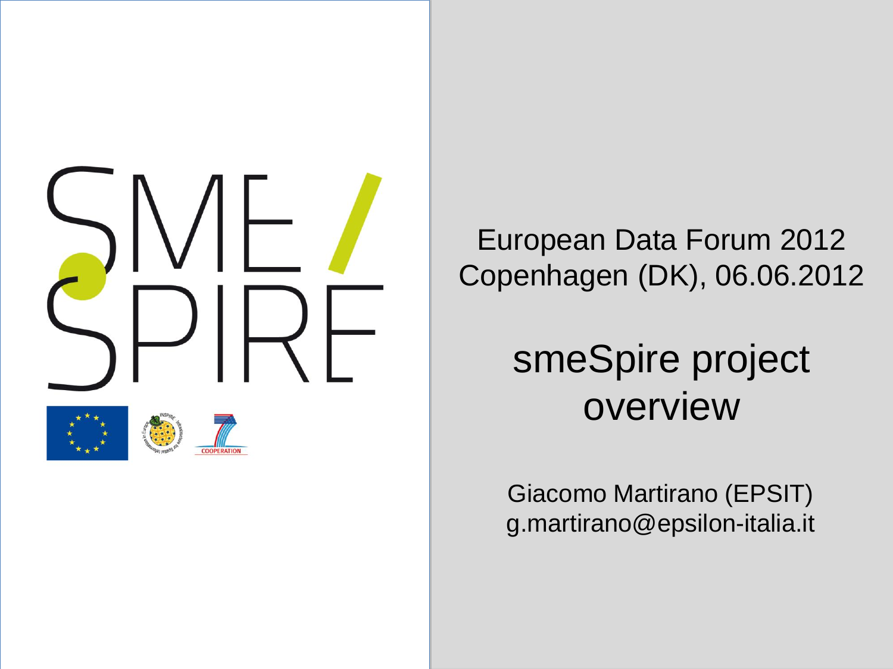SME / SPIRE

European Data Forum 2012
Copenhagen (DK), 06.06.2012

# smeSpire project overview

Giacomo Martirano (EPSIT)
g.martirano@epsilon-italia.it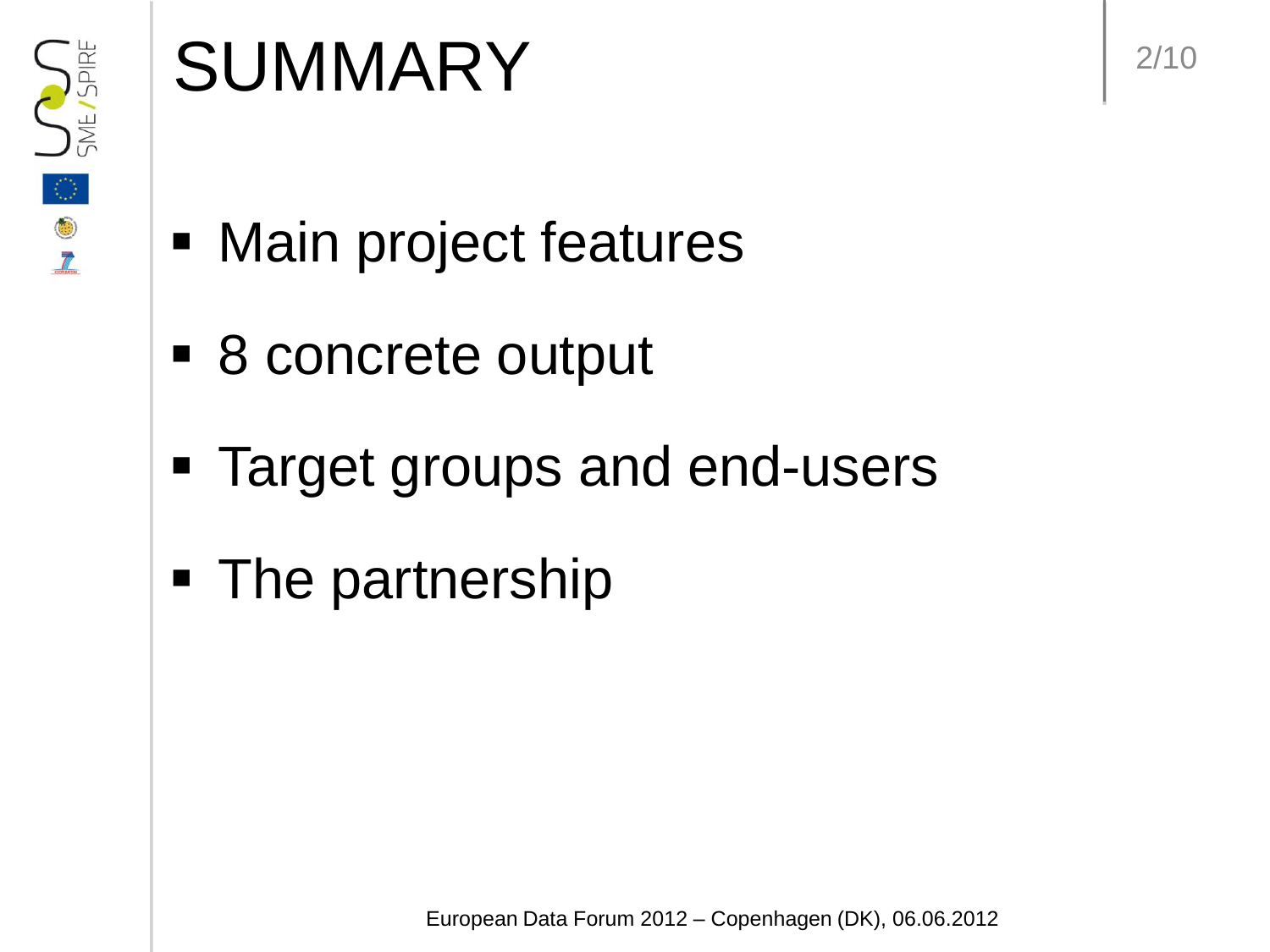# SUMMARY

- Main project features
- 8 concrete output
- Target groups and end-users
- The partnership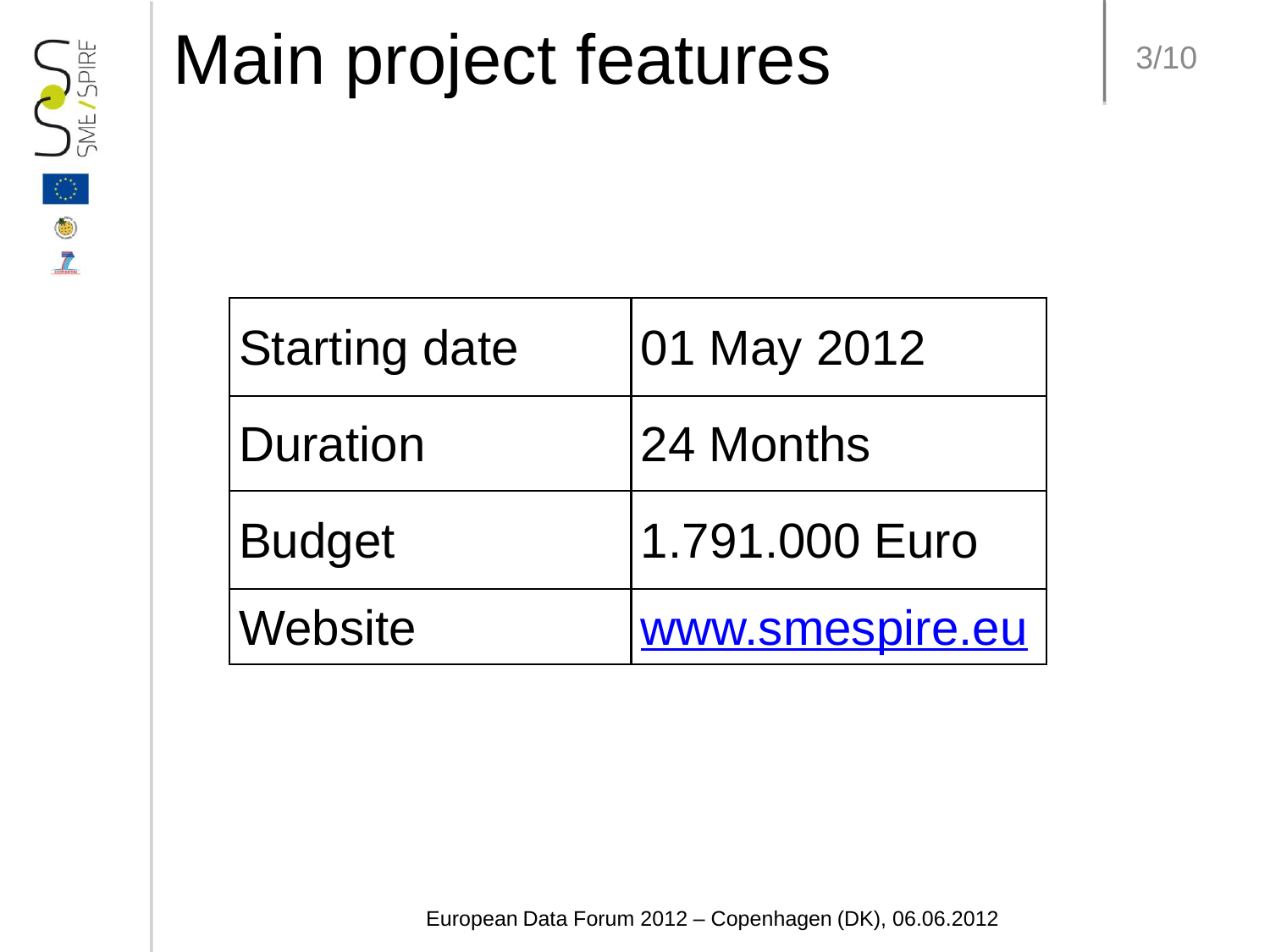# Main project features

| Starting date | 01 May 2012 |
|---|---|
| Duration | 24 Months |
| Budget | 1.791.000 Euro |
| Website | www.smespire.eu |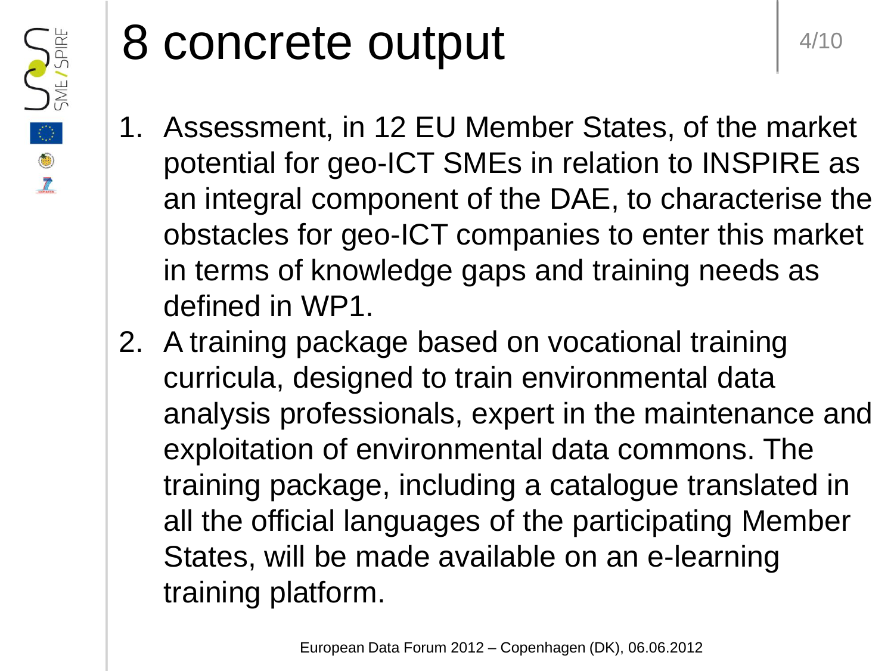# 8 concrete output

1. Assessment, in 12 EU Member States, of the market potential for geo-ICT SMEs in relation to INSPIRE as an integral component of the DAE, to characterise the obstacles for geo-ICT companies to enter this market in terms of knowledge gaps and training needs as defined in WP1.
2. A training package based on vocational training curricula, designed to train environmental data analysis professionals, expert in the maintenance and exploitation of environmental data commons. The training package, including a catalogue translated in all the official languages of the participating Member States, will be made available on an e-learning training platform.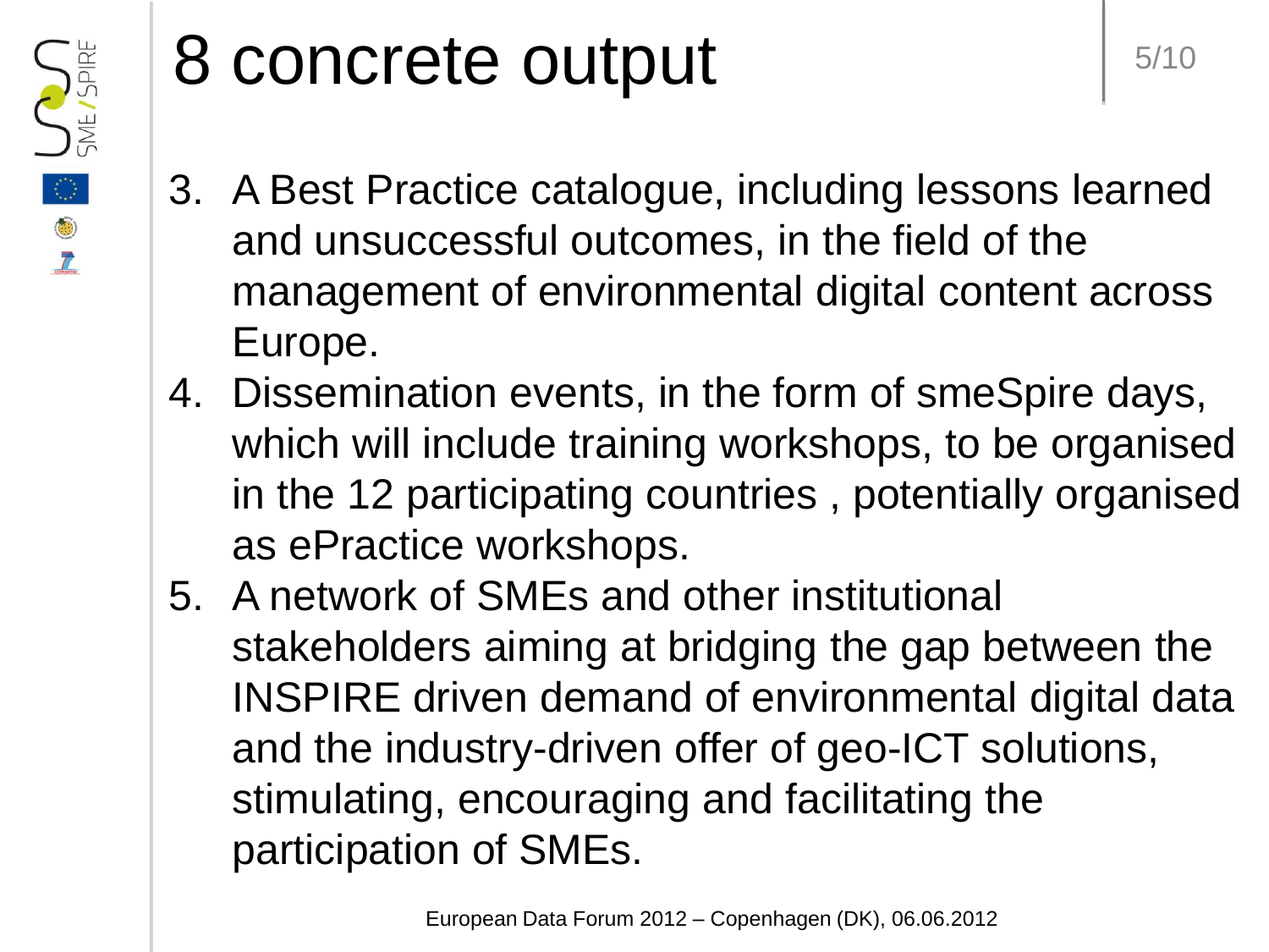# 8 concrete output

3. A Best Practice catalogue, including lessons learned and unsuccessful outcomes, in the field of the management of environmental digital content across Europe.
4. Dissemination events, in the form of smeSpire days, which will include training workshops, to be organised in the 12 participating countries , potentially organised as ePractice workshops.
5. A network of SMEs and other institutional stakeholders aiming at bridging the gap between the INSPIRE driven demand of environmental digital data and the industry-driven offer of geo-ICT solutions, stimulating, encouraging and facilitating the participation of SMEs.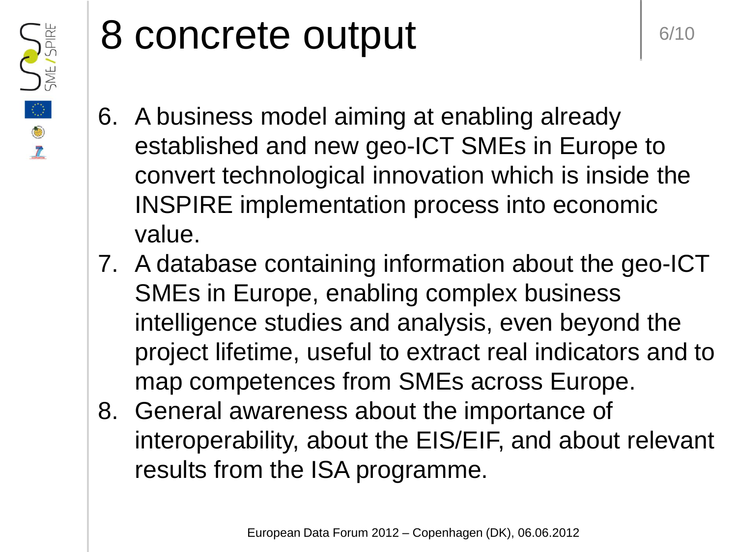# 8 concrete output

6. A business model aiming at enabling already established and new geo-ICT SMEs in Europe to convert technological innovation which is inside the INSPIRE implementation process into economic value.
7. A database containing information about the geo-ICT SMEs in Europe, enabling complex business intelligence studies and analysis, even beyond the project lifetime, useful to extract real indicators and to map competences from SMEs across Europe.
8. General awareness about the importance of interoperability, about the EIS/EIF, and about relevant results from the ISA programme.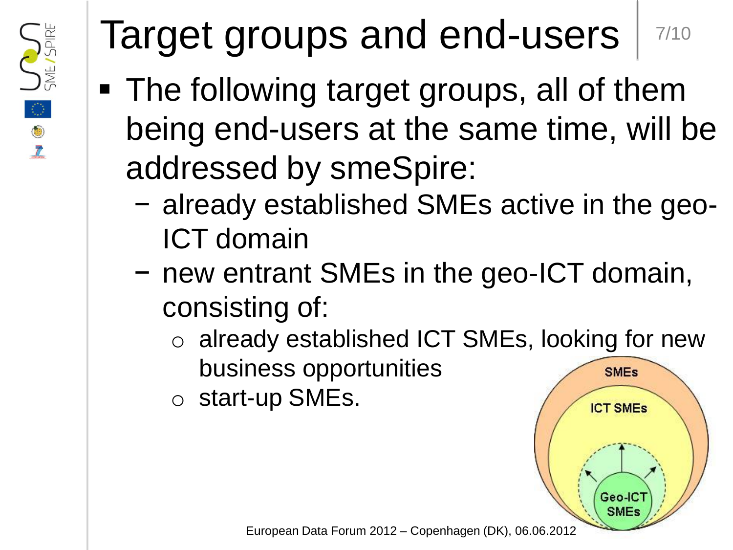# Target groups and end-users

- The following target groups, all of them being end-users at the same time, will be addressed by smeSpire:
  - already established SMEs active in the geo-ICT domain
  - new entrant SMEs in the geo-ICT domain, consisting of:
    - already established ICT SMEs, looking for new business opportunities
    - start-up SMEs.

SMEs

ICT SMEs

Geo-ICT SMEs

European Data Forum 2012 – Copenhagen (DK), 06.06.2012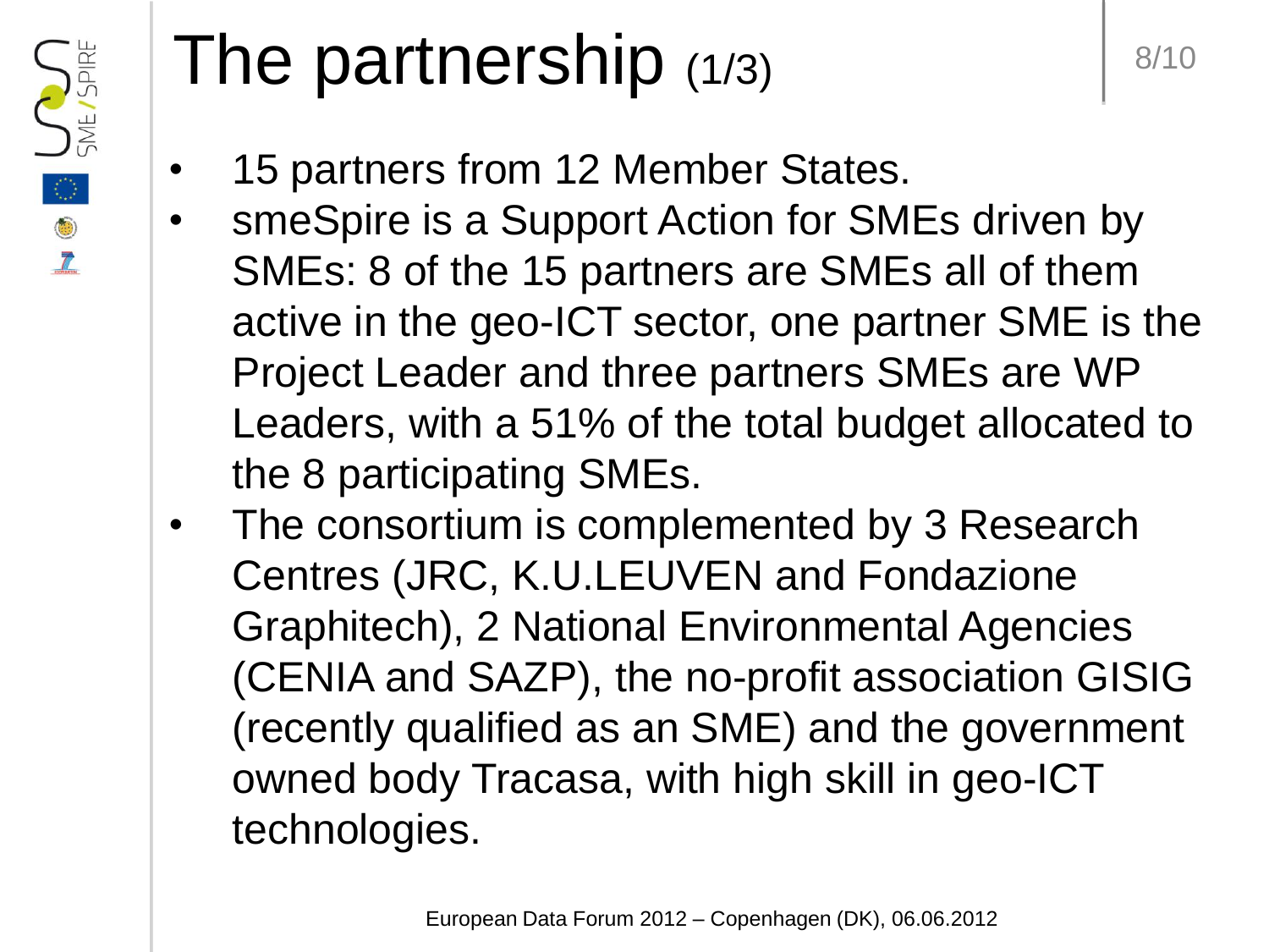# The partnership (1/3)

- 15 partners from 12 Member States.
- smeSpire is a Support Action for SMEs driven by SMEs: 8 of the 15 partners are SMEs all of them active in the geo-ICT sector, one partner SME is the Project Leader and three partners SMEs are WP Leaders, with a 51% of the total budget allocated to the 8 participating SMEs.
- The consortium is complemented by 3 Research Centres (JRC, K.U.LEUVEN and Fondazione Graphitech), 2 National Environmental Agencies (CENIA and SAZP), the no-profit association GISIG (recently qualified as an SME) and the government owned body Tracasa, with high skill in geo-ICT technologies.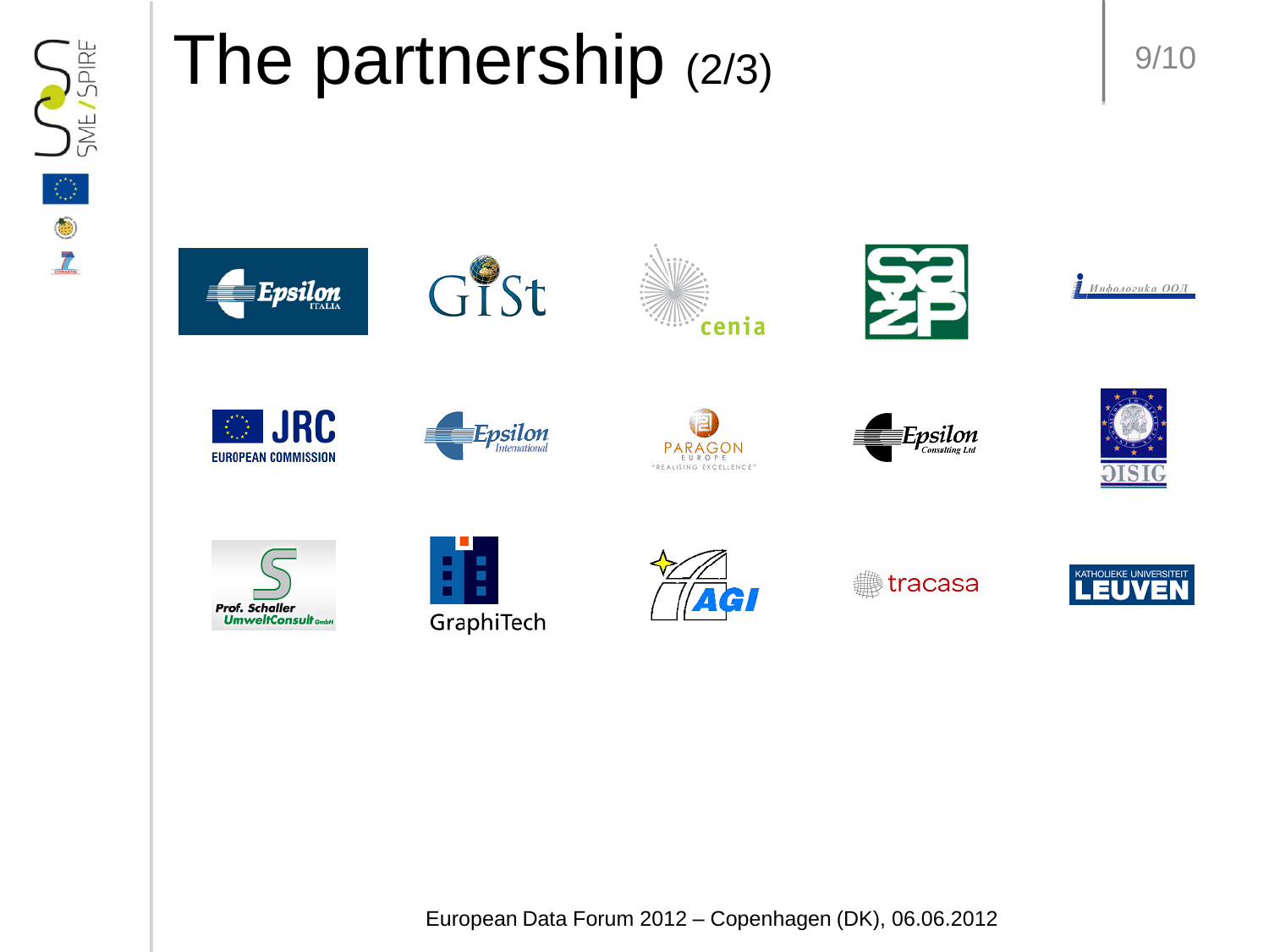# The partnership (2/3)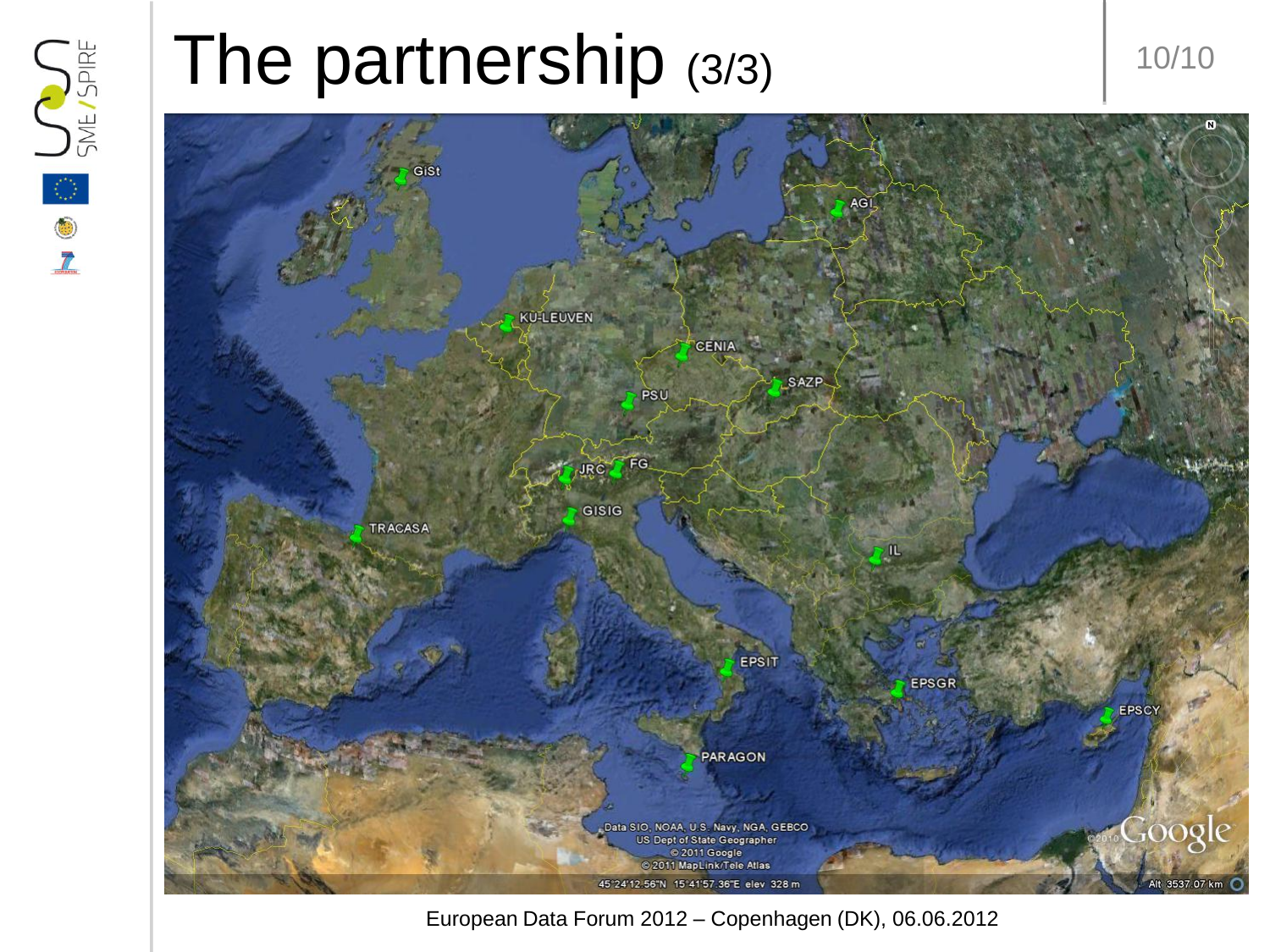# The partnership (3/3)

GiSt

AGI

KU-LEUVEN

CENIA

SAZP

PSU

JRC

FG

GISIG

TRACASA

IL

EPSIT

EPSGR

EPSCY

PARAGON

Data SIO, NOAA, U.S. Navy, NGA, GEBCO
US Dept of State Geographer
© 2011 Google
© 2011 MapLink/Tele Atlas

45°24'12.56"N 15°41'57.36"E elev 328 m

Alt 3537.07 km

European Data Forum 2012 – Copenhagen (DK), 06.06.2012